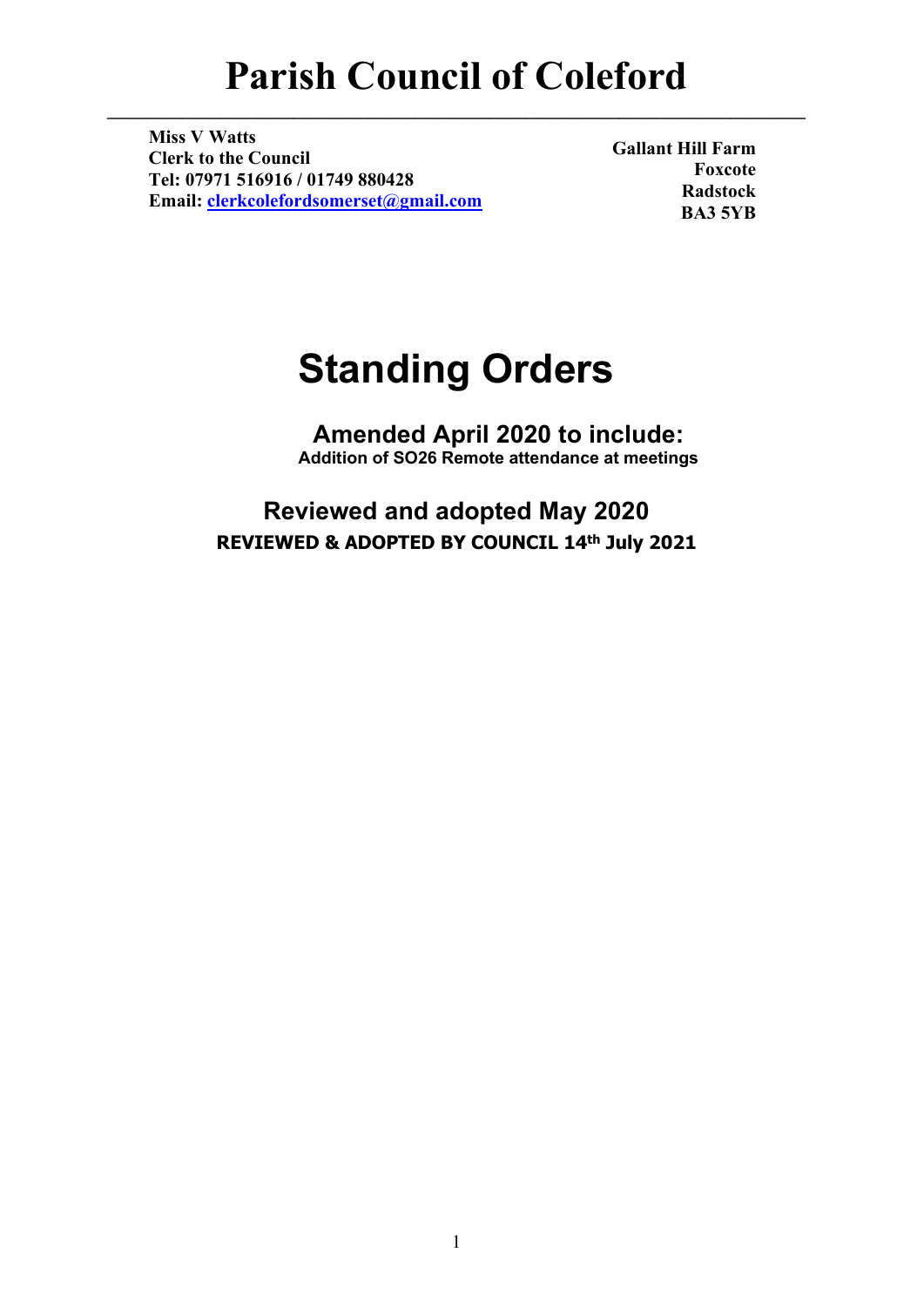# Parish Council of Coleford

**Miss V Watts**
**Clerk to the Council**
**Tel: 07971 516916 / 01749 880428**
**Email: clerkcolefordsomerset@gmail.com**

**Gallant Hill Farm**
**Foxcote**
**Radstock**
**BA3 5YB**

# Standing Orders

## Amended April 2020 to include:

**Addition of SO26 Remote attendance at meetings**

## Reviewed and adopted May 2020

**REVIEWED & ADOPTED BY COUNCIL 14th July 2021**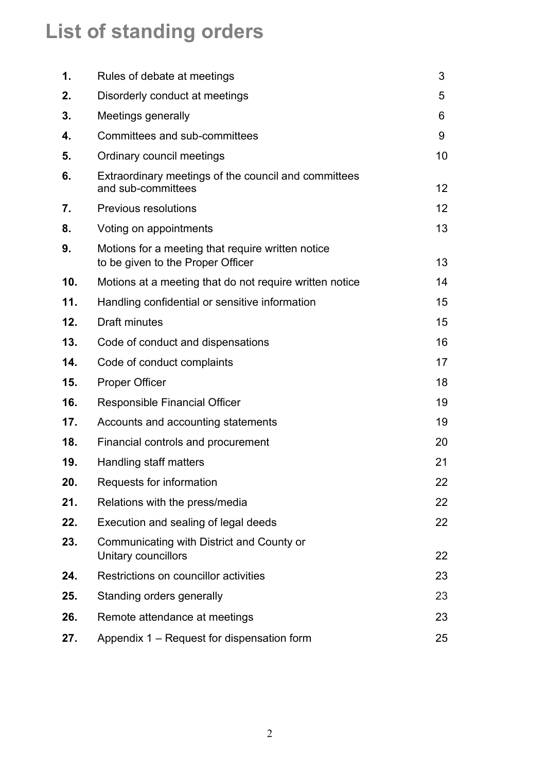# List of standing orders

| | | |
|---|---|---|
| **1.** | Rules of debate at meetings | 3 |
| **2.** | Disorderly conduct at meetings | 5 |
| **3.** | Meetings generally | 6 |
| **4.** | Committees and sub-committees | 9 |
| **5.** | Ordinary council meetings | 10 |
| **6.** | Extraordinary meetings of the council and committees and sub-committees | 12 |
| **7.** | Previous resolutions | 12 |
| **8.** | Voting on appointments | 13 |
| **9.** | Motions for a meeting that require written notice to be given to the Proper Officer | 13 |
| **10.** | Motions at a meeting that do not require written notice | 14 |
| **11.** | Handling confidential or sensitive information | 15 |
| **12.** | Draft minutes | 15 |
| **13.** | Code of conduct and dispensations | 16 |
| **14.** | Code of conduct complaints | 17 |
| **15.** | Proper Officer | 18 |
| **16.** | Responsible Financial Officer | 19 |
| **17.** | Accounts and accounting statements | 19 |
| **18.** | Financial controls and procurement | 20 |
| **19.** | Handling staff matters | 21 |
| **20.** | Requests for information | 22 |
| **21.** | Relations with the press/media | 22 |
| **22.** | Execution and sealing of legal deeds | 22 |
| **23.** | Communicating with District and County or Unitary councillors | 22 |
| **24.** | Restrictions on councillor activities | 23 |
| **25.** | Standing orders generally | 23 |
| **26.** | Remote attendance at meetings | 23 |
| **27.** | Appendix 1 – Request for dispensation form | 25 |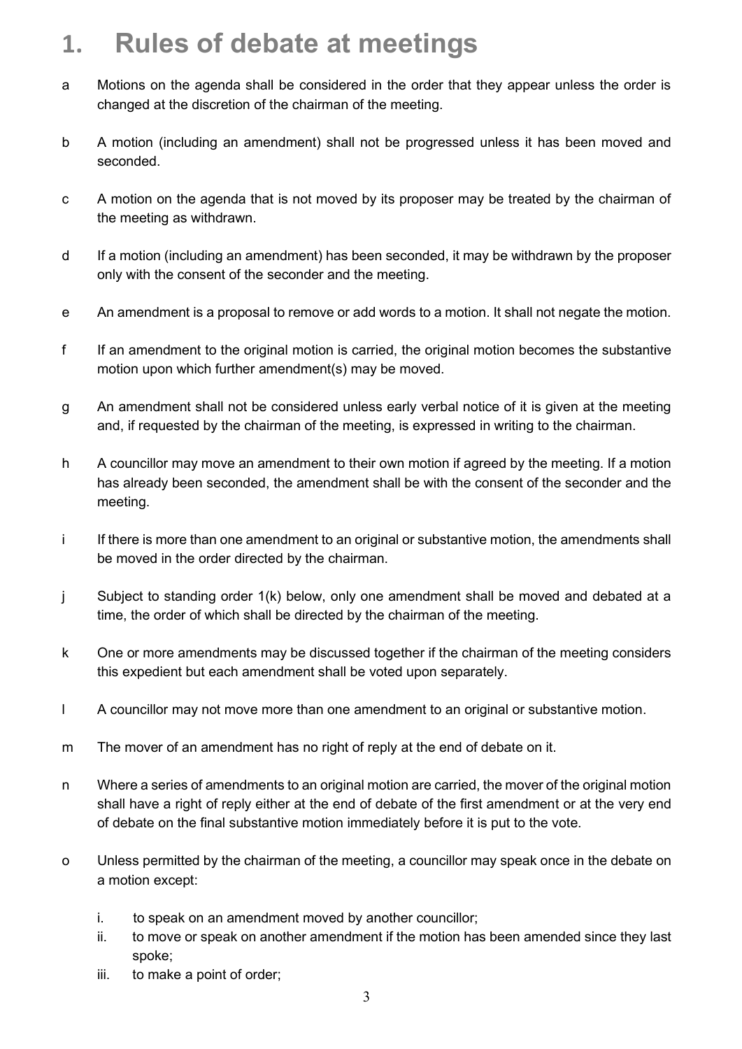# 1. Rules of debate at meetings

a Motions on the agenda shall be considered in the order that they appear unless the order is changed at the discretion of the chairman of the meeting.

b A motion (including an amendment) shall not be progressed unless it has been moved and seconded.

c A motion on the agenda that is not moved by its proposer may be treated by the chairman of the meeting as withdrawn.

d If a motion (including an amendment) has been seconded, it may be withdrawn by the proposer only with the consent of the seconder and the meeting.

e An amendment is a proposal to remove or add words to a motion. It shall not negate the motion.

f If an amendment to the original motion is carried, the original motion becomes the substantive motion upon which further amendment(s) may be moved.

g An amendment shall not be considered unless early verbal notice of it is given at the meeting and, if requested by the chairman of the meeting, is expressed in writing to the chairman.

h A councillor may move an amendment to their own motion if agreed by the meeting. If a motion has already been seconded, the amendment shall be with the consent of the seconder and the meeting.

i If there is more than one amendment to an original or substantive motion, the amendments shall be moved in the order directed by the chairman.

j Subject to standing order 1(k) below, only one amendment shall be moved and debated at a time, the order of which shall be directed by the chairman of the meeting.

k One or more amendments may be discussed together if the chairman of the meeting considers this expedient but each amendment shall be voted upon separately.

l A councillor may not move more than one amendment to an original or substantive motion.

m The mover of an amendment has no right of reply at the end of debate on it.

n Where a series of amendments to an original motion are carried, the mover of the original motion shall have a right of reply either at the end of debate of the first amendment or at the very end of debate on the final substantive motion immediately before it is put to the vote.

o Unless permitted by the chairman of the meeting, a councillor may speak once in the debate on a motion except:

   i. to speak on an amendment moved by another councillor;
   ii. to move or speak on another amendment if the motion has been amended since they last spoke;
   iii. to make a point of order;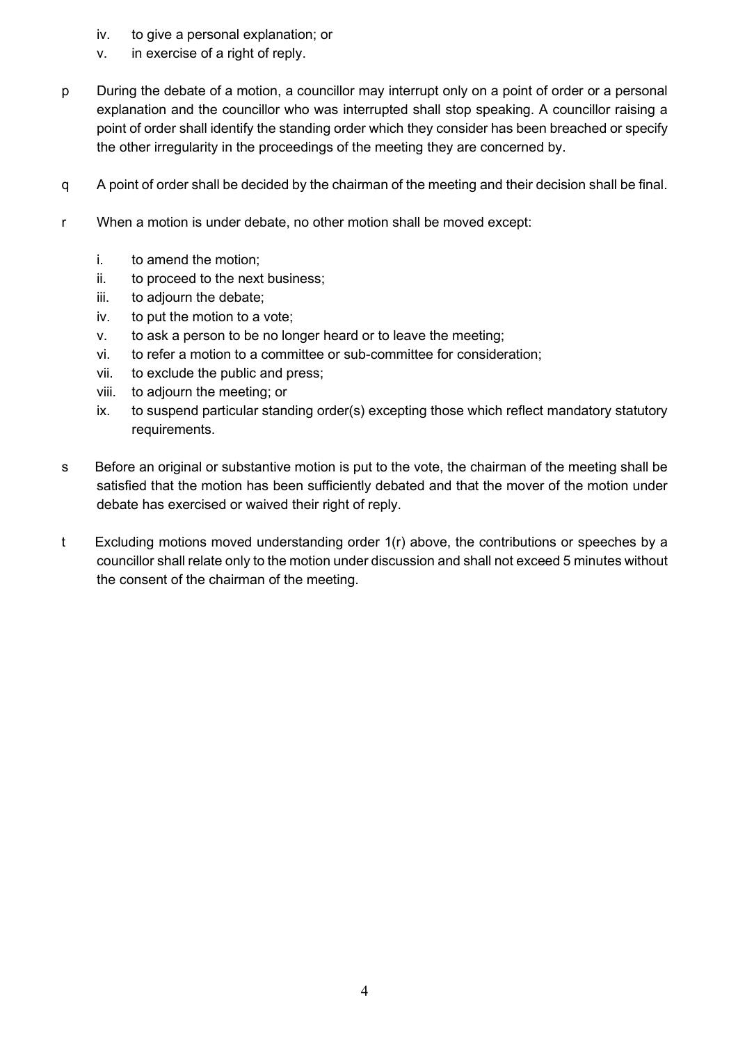iv. to give a personal explanation; or
v. in exercise of a right of reply.

p During the debate of a motion, a councillor may interrupt only on a point of order or a personal explanation and the councillor who was interrupted shall stop speaking. A councillor raising a point of order shall identify the standing order which they consider has been breached or specify the other irregularity in the proceedings of the meeting they are concerned by.

q A point of order shall be decided by the chairman of the meeting and their decision shall be final.

r When a motion is under debate, no other motion shall be moved except:

i. to amend the motion;
ii. to proceed to the next business;
iii. to adjourn the debate;
iv. to put the motion to a vote;
v. to ask a person to be no longer heard or to leave the meeting;
vi. to refer a motion to a committee or sub-committee for consideration;
vii. to exclude the public and press;
viii. to adjourn the meeting; or
ix. to suspend particular standing order(s) excepting those which reflect mandatory statutory requirements.

s Before an original or substantive motion is put to the vote, the chairman of the meeting shall be satisfied that the motion has been sufficiently debated and that the mover of the motion under debate has exercised or waived their right of reply.

t Excluding motions moved understanding order 1(r) above, the contributions or speeches by a councillor shall relate only to the motion under discussion and shall not exceed 5 minutes without the consent of the chairman of the meeting.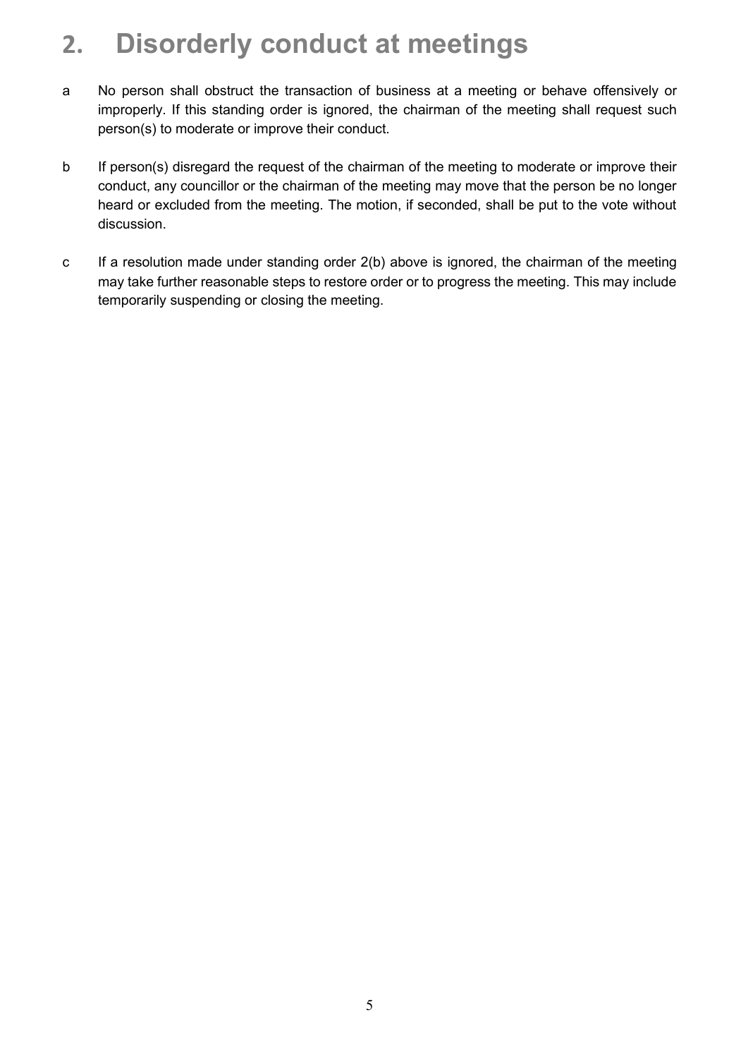# 2. Disorderly conduct at meetings

a No person shall obstruct the transaction of business at a meeting or behave offensively or improperly. If this standing order is ignored, the chairman of the meeting shall request such person(s) to moderate or improve their conduct.

b If person(s) disregard the request of the chairman of the meeting to moderate or improve their conduct, any councillor or the chairman of the meeting may move that the person be no longer heard or excluded from the meeting. The motion, if seconded, shall be put to the vote without discussion.

c If a resolution made under standing order 2(b) above is ignored, the chairman of the meeting may take further reasonable steps to restore order or to progress the meeting. This may include temporarily suspending or closing the meeting.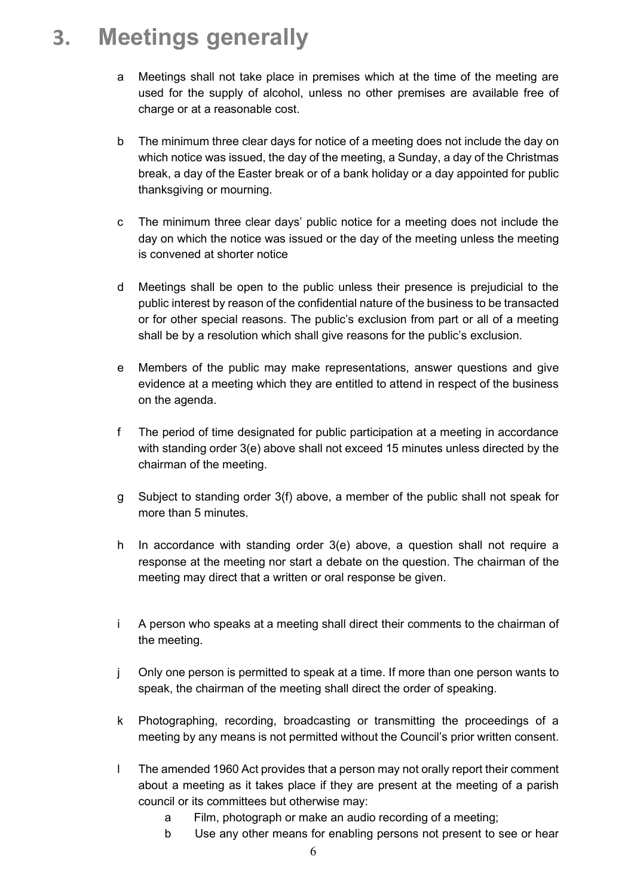# 3. Meetings generally

a Meetings shall not take place in premises which at the time of the meeting are used for the supply of alcohol, unless no other premises are available free of charge or at a reasonable cost.

b The minimum three clear days for notice of a meeting does not include the day on which notice was issued, the day of the meeting, a Sunday, a day of the Christmas break, a day of the Easter break or of a bank holiday or a day appointed for public thanksgiving or mourning.

c The minimum three clear days' public notice for a meeting does not include the day on which the notice was issued or the day of the meeting unless the meeting is convened at shorter notice

d Meetings shall be open to the public unless their presence is prejudicial to the public interest by reason of the confidential nature of the business to be transacted or for other special reasons. The public's exclusion from part or all of a meeting shall be by a resolution which shall give reasons for the public's exclusion.

e Members of the public may make representations, answer questions and give evidence at a meeting which they are entitled to attend in respect of the business on the agenda.

f The period of time designated for public participation at a meeting in accordance with standing order 3(e) above shall not exceed 15 minutes unless directed by the chairman of the meeting.

g Subject to standing order 3(f) above, a member of the public shall not speak for more than 5 minutes.

h In accordance with standing order 3(e) above, a question shall not require a response at the meeting nor start a debate on the question. The chairman of the meeting may direct that a written or oral response be given.

i A person who speaks at a meeting shall direct their comments to the chairman of the meeting.

j Only one person is permitted to speak at a time. If more than one person wants to speak, the chairman of the meeting shall direct the order of speaking.

k Photographing, recording, broadcasting or transmitting the proceedings of a meeting by any means is not permitted without the Council's prior written consent.

l The amended 1960 Act provides that a person may not orally report their comment about a meeting as it takes place if they are present at the meeting of a parish council or its committees but otherwise may:

   a Film, photograph or make an audio recording of a meeting;
   
   b Use any other means for enabling persons not present to see or hear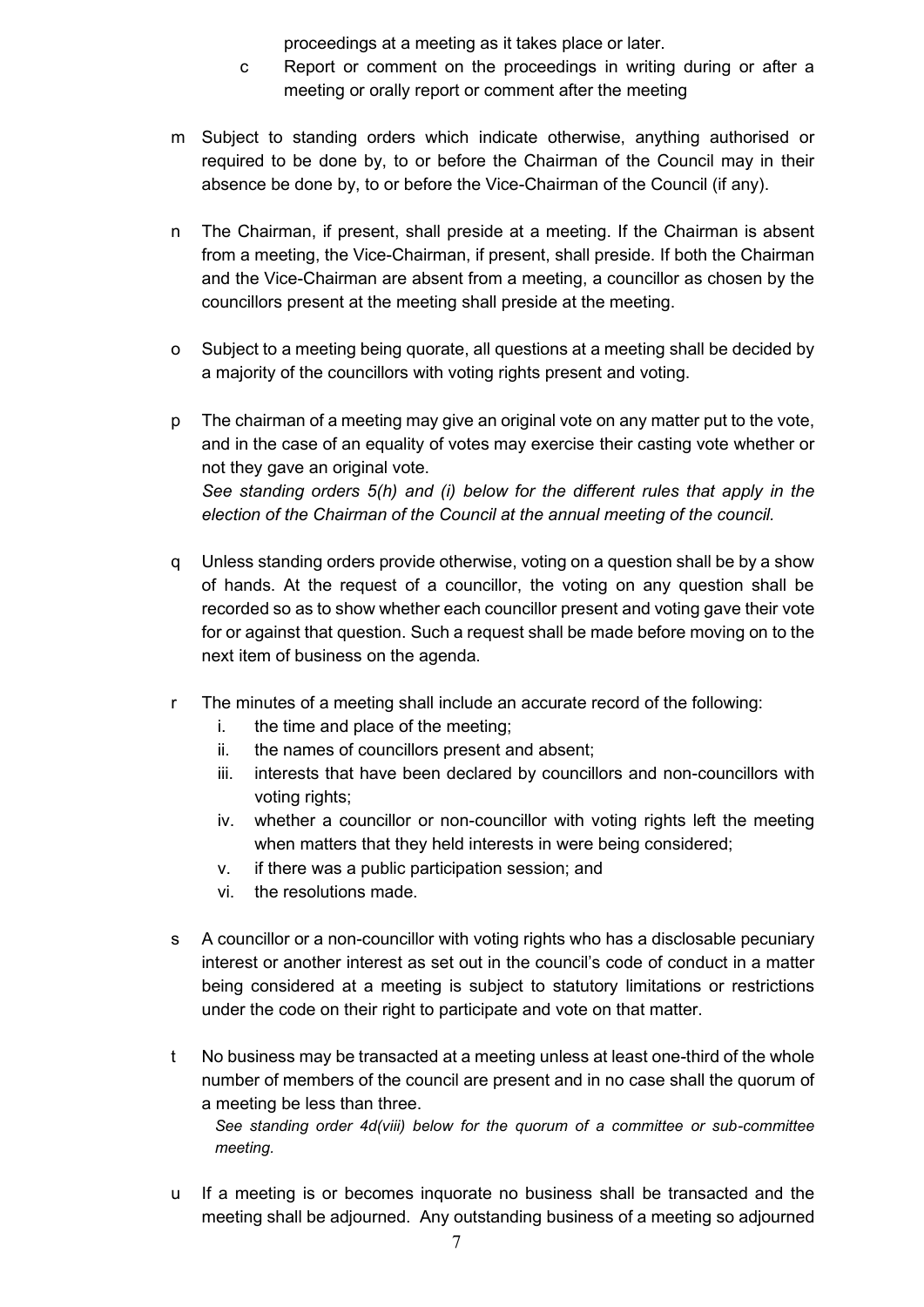proceedings at a meeting as it takes place or later.

c Report or comment on the proceedings in writing during or after a meeting or orally report or comment after the meeting

m Subject to standing orders which indicate otherwise, anything authorised or required to be done by, to or before the Chairman of the Council may in their absence be done by, to or before the Vice-Chairman of the Council (if any).

n The Chairman, if present, shall preside at a meeting. If the Chairman is absent from a meeting, the Vice-Chairman, if present, shall preside. If both the Chairman and the Vice-Chairman are absent from a meeting, a councillor as chosen by the councillors present at the meeting shall preside at the meeting.

o Subject to a meeting being quorate, all questions at a meeting shall be decided by a majority of the councillors with voting rights present and voting.

p The chairman of a meeting may give an original vote on any matter put to the vote, and in the case of an equality of votes may exercise their casting vote whether or not they gave an original vote.
*See standing orders 5(h) and (i) below for the different rules that apply in the election of the Chairman of the Council at the annual meeting of the council.*

q Unless standing orders provide otherwise, voting on a question shall be by a show of hands. At the request of a councillor, the voting on any question shall be recorded so as to show whether each councillor present and voting gave their vote for or against that question. Such a request shall be made before moving on to the next item of business on the agenda.

r The minutes of a meeting shall include an accurate record of the following:
   i. the time and place of the meeting;
   ii. the names of councillors present and absent;
   iii. interests that have been declared by councillors and non-councillors with voting rights;
   iv. whether a councillor or non-councillor with voting rights left the meeting when matters that they held interests in were being considered;
   v. if there was a public participation session; and
   vi. the resolutions made.

s A councillor or a non-councillor with voting rights who has a disclosable pecuniary interest or another interest as set out in the council's code of conduct in a matter being considered at a meeting is subject to statutory limitations or restrictions under the code on their right to participate and vote on that matter.

t No business may be transacted at a meeting unless at least one-third of the whole number of members of the council are present and in no case shall the quorum of a meeting be less than three.
*See standing order 4d(viii) below for the quorum of a committee or sub-committee meeting.*

u If a meeting is or becomes inquorate no business shall be transacted and the meeting shall be adjourned. Any outstanding business of a meeting so adjourned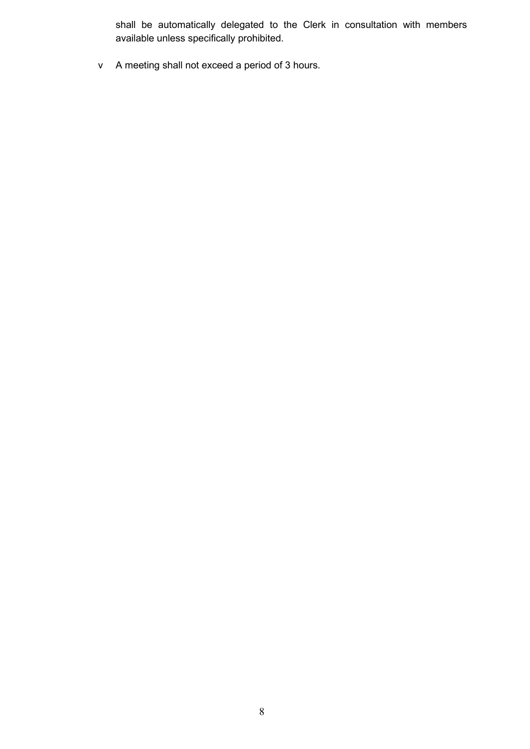shall be automatically delegated to the Clerk in consultation with members available unless specifically prohibited.

v A meeting shall not exceed a period of 3 hours.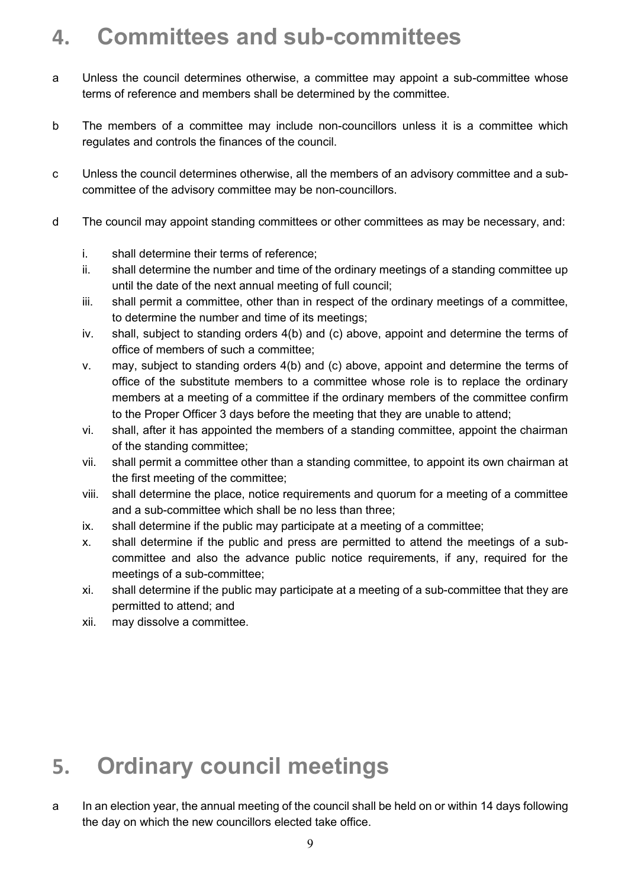# 4. Committees and sub-committees

a Unless the council determines otherwise, a committee may appoint a sub-committee whose terms of reference and members shall be determined by the committee.

b The members of a committee may include non-councillors unless it is a committee which regulates and controls the finances of the council.

c Unless the council determines otherwise, all the members of an advisory committee and a sub-committee of the advisory committee may be non-councillors.

d The council may appoint standing committees or other committees as may be necessary, and:

   i. shall determine their terms of reference;
   ii. shall determine the number and time of the ordinary meetings of a standing committee up until the date of the next annual meeting of full council;
   iii. shall permit a committee, other than in respect of the ordinary meetings of a committee, to determine the number and time of its meetings;
   iv. shall, subject to standing orders 4(b) and (c) above, appoint and determine the terms of office of members of such a committee;
   v. may, subject to standing orders 4(b) and (c) above, appoint and determine the terms of office of the substitute members to a committee whose role is to replace the ordinary members at a meeting of a committee if the ordinary members of the committee confirm to the Proper Officer 3 days before the meeting that they are unable to attend;
   vi. shall, after it has appointed the members of a standing committee, appoint the chairman of the standing committee;
   vii. shall permit a committee other than a standing committee, to appoint its own chairman at the first meeting of the committee;
   viii. shall determine the place, notice requirements and quorum for a meeting of a committee and a sub-committee which shall be no less than three;
   ix. shall determine if the public may participate at a meeting of a committee;
   x. shall determine if the public and press are permitted to attend the meetings of a sub-committee and also the advance public notice requirements, if any, required for the meetings of a sub-committee;
   xi. shall determine if the public may participate at a meeting of a sub-committee that they are permitted to attend; and
   xii. may dissolve a committee.

# 5. Ordinary council meetings

a In an election year, the annual meeting of the council shall be held on or within 14 days following the day on which the new councillors elected take office.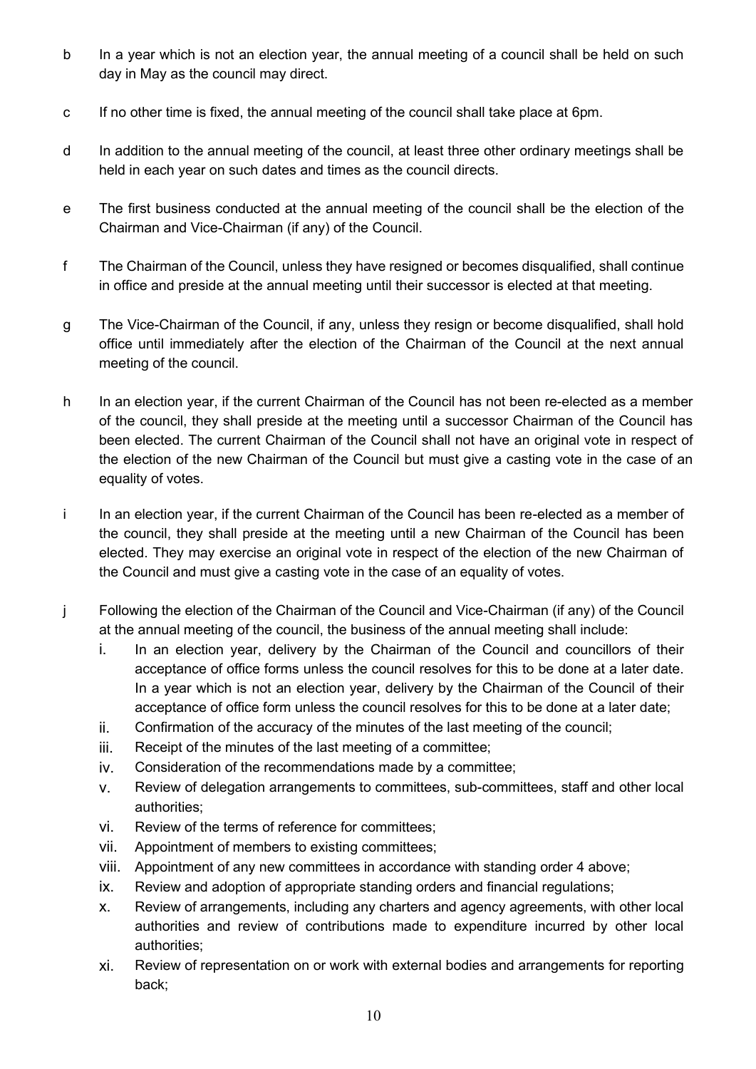b In a year which is not an election year, the annual meeting of a council shall be held on such day in May as the council may direct.

c If no other time is fixed, the annual meeting of the council shall take place at 6pm.

d In addition to the annual meeting of the council, at least three other ordinary meetings shall be held in each year on such dates and times as the council directs.

e The first business conducted at the annual meeting of the council shall be the election of the Chairman and Vice-Chairman (if any) of the Council.

f The Chairman of the Council, unless they have resigned or becomes disqualified, shall continue in office and preside at the annual meeting until their successor is elected at that meeting.

g The Vice-Chairman of the Council, if any, unless they resign or become disqualified, shall hold office until immediately after the election of the Chairman of the Council at the next annual meeting of the council.

h In an election year, if the current Chairman of the Council has not been re-elected as a member of the council, they shall preside at the meeting until a successor Chairman of the Council has been elected. The current Chairman of the Council shall not have an original vote in respect of the election of the new Chairman of the Council but must give a casting vote in the case of an equality of votes.

i In an election year, if the current Chairman of the Council has been re-elected as a member of the council, they shall preside at the meeting until a new Chairman of the Council has been elected. They may exercise an original vote in respect of the election of the new Chairman of the Council and must give a casting vote in the case of an equality of votes.

j Following the election of the Chairman of the Council and Vice-Chairman (if any) of the Council at the annual meeting of the council, the business of the annual meeting shall include:

   i. In an election year, delivery by the Chairman of the Council and councillors of their acceptance of office forms unless the council resolves for this to be done at a later date. In a year which is not an election year, delivery by the Chairman of the Council of their acceptance of office form unless the council resolves for this to be done at a later date;
   ii. Confirmation of the accuracy of the minutes of the last meeting of the council;
   iii. Receipt of the minutes of the last meeting of a committee;
   iv. Consideration of the recommendations made by a committee;
   v. Review of delegation arrangements to committees, sub-committees, staff and other local authorities;
   vi. Review of the terms of reference for committees;
   vii. Appointment of members to existing committees;
   viii. Appointment of any new committees in accordance with standing order 4 above;
   ix. Review and adoption of appropriate standing orders and financial regulations;
   x. Review of arrangements, including any charters and agency agreements, with other local authorities and review of contributions made to expenditure incurred by other local authorities;
   xi. Review of representation on or work with external bodies and arrangements for reporting back;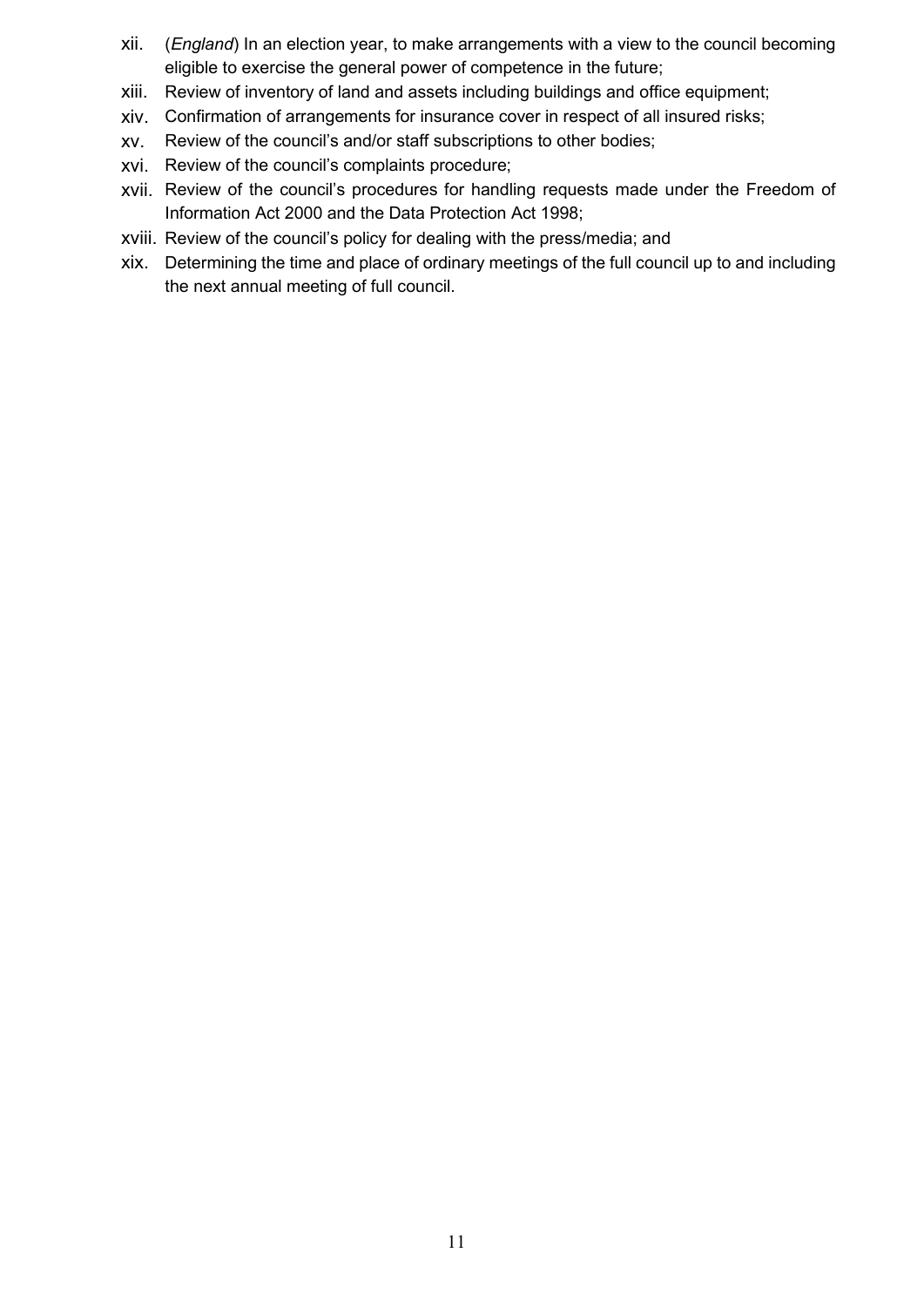xii. (*England*) In an election year, to make arrangements with a view to the council becoming eligible to exercise the general power of competence in the future;

xiii. Review of inventory of land and assets including buildings and office equipment;

xiv. Confirmation of arrangements for insurance cover in respect of all insured risks;

xv. Review of the council's and/or staff subscriptions to other bodies;

xvi. Review of the council's complaints procedure;

xvii. Review of the council's procedures for handling requests made under the Freedom of Information Act 2000 and the Data Protection Act 1998;

xviii. Review of the council's policy for dealing with the press/media; and

xix. Determining the time and place of ordinary meetings of the full council up to and including the next annual meeting of full council.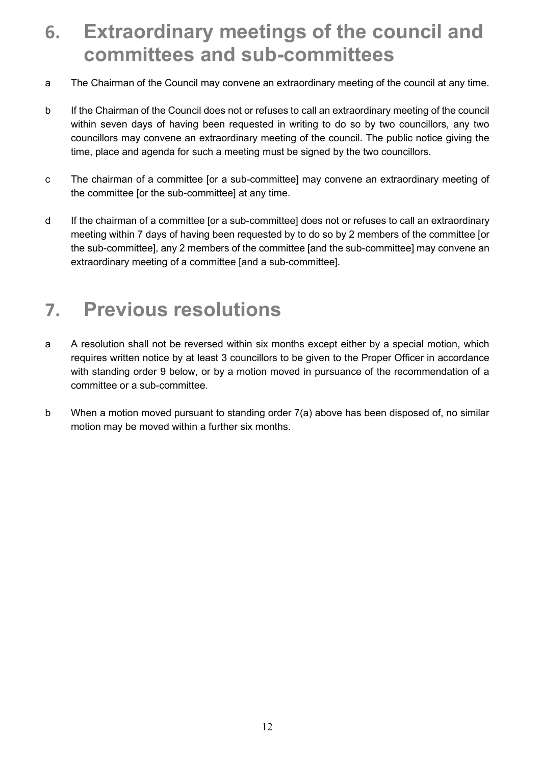# 6. Extraordinary meetings of the council and committees and sub-committees

a The Chairman of the Council may convene an extraordinary meeting of the council at any time.

b If the Chairman of the Council does not or refuses to call an extraordinary meeting of the council within seven days of having been requested in writing to do so by two councillors, any two councillors may convene an extraordinary meeting of the council. The public notice giving the time, place and agenda for such a meeting must be signed by the two councillors.

c The chairman of a committee [or a sub-committee] may convene an extraordinary meeting of the committee [or the sub-committee] at any time.

d If the chairman of a committee [or a sub-committee] does not or refuses to call an extraordinary meeting within 7 days of having been requested by to do so by 2 members of the committee [or the sub-committee], any 2 members of the committee [and the sub-committee] may convene an extraordinary meeting of a committee [and a sub-committee].

# 7. Previous resolutions

a A resolution shall not be reversed within six months except either by a special motion, which requires written notice by at least 3 councillors to be given to the Proper Officer in accordance with standing order 9 below, or by a motion moved in pursuance of the recommendation of a committee or a sub-committee.

b When a motion moved pursuant to standing order 7(a) above has been disposed of, no similar motion may be moved within a further six months.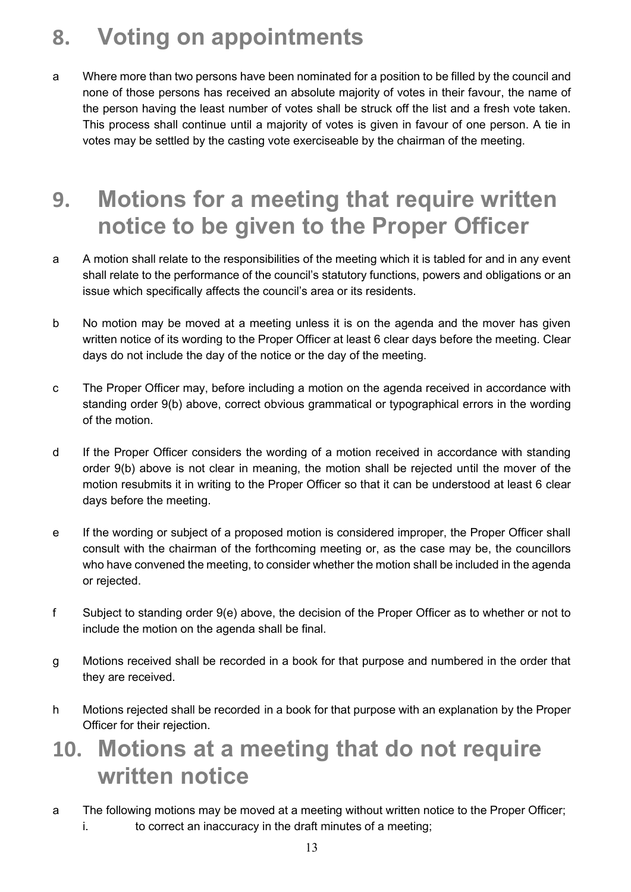## 8. Voting on appointments

a Where more than two persons have been nominated for a position to be filled by the council and none of those persons has received an absolute majority of votes in their favour, the name of the person having the least number of votes shall be struck off the list and a fresh vote taken. This process shall continue until a majority of votes is given in favour of one person. A tie in votes may be settled by the casting vote exerciseable by the chairman of the meeting.

## 9. Motions for a meeting that require written notice to be given to the Proper Officer

a A motion shall relate to the responsibilities of the meeting which it is tabled for and in any event shall relate to the performance of the council's statutory functions, powers and obligations or an issue which specifically affects the council's area or its residents.

b No motion may be moved at a meeting unless it is on the agenda and the mover has given written notice of its wording to the Proper Officer at least 6 clear days before the meeting. Clear days do not include the day of the notice or the day of the meeting.

c The Proper Officer may, before including a motion on the agenda received in accordance with standing order 9(b) above, correct obvious grammatical or typographical errors in the wording of the motion.

d If the Proper Officer considers the wording of a motion received in accordance with standing order 9(b) above is not clear in meaning, the motion shall be rejected until the mover of the motion resubmits it in writing to the Proper Officer so that it can be understood at least 6 clear days before the meeting.

e If the wording or subject of a proposed motion is considered improper, the Proper Officer shall consult with the chairman of the forthcoming meeting or, as the case may be, the councillors who have convened the meeting, to consider whether the motion shall be included in the agenda or rejected.

f Subject to standing order 9(e) above, the decision of the Proper Officer as to whether or not to include the motion on the agenda shall be final.

g Motions received shall be recorded in a book for that purpose and numbered in the order that they are received.

h Motions rejected shall be recorded in a book for that purpose with an explanation by the Proper Officer for their rejection.

## 10. Motions at a meeting that do not require written notice

a The following motions may be moved at a meeting without written notice to the Proper Officer;

   i. to correct an inaccuracy in the draft minutes of a meeting;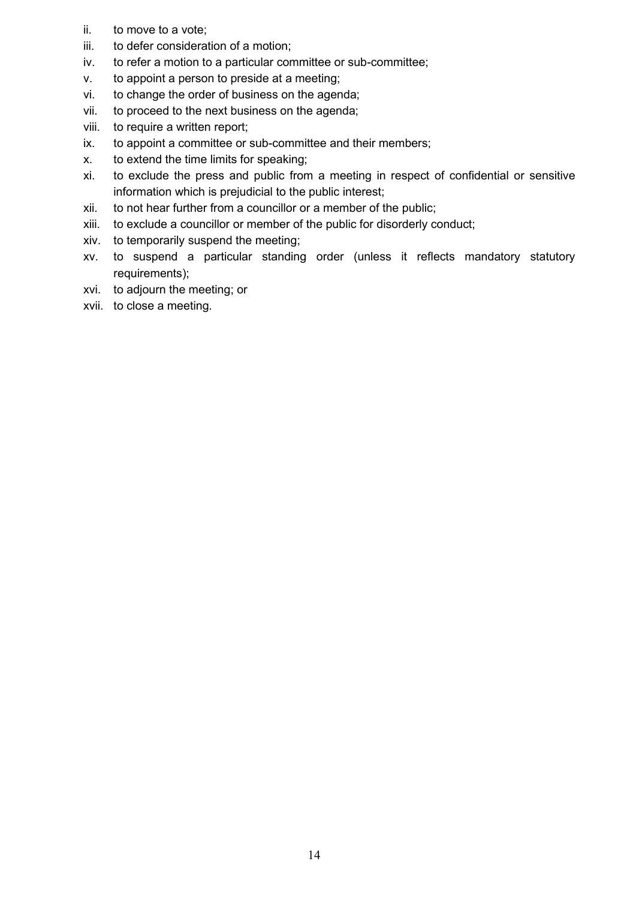ii. to move to a vote;

iii. to defer consideration of a motion;

iv. to refer a motion to a particular committee or sub-committee;

v. to appoint a person to preside at a meeting;

vi. to change the order of business on the agenda;

vii. to proceed to the next business on the agenda;

viii. to require a written report;

ix. to appoint a committee or sub-committee and their members;

x. to extend the time limits for speaking;

xi. to exclude the press and public from a meeting in respect of confidential or sensitive information which is prejudicial to the public interest;

xii. to not hear further from a councillor or a member of the public;

xiii. to exclude a councillor or member of the public for disorderly conduct;

xiv. to temporarily suspend the meeting;

xv. to suspend a particular standing order (unless it reflects mandatory statutory requirements);

xvi. to adjourn the meeting; or

xvii. to close a meeting.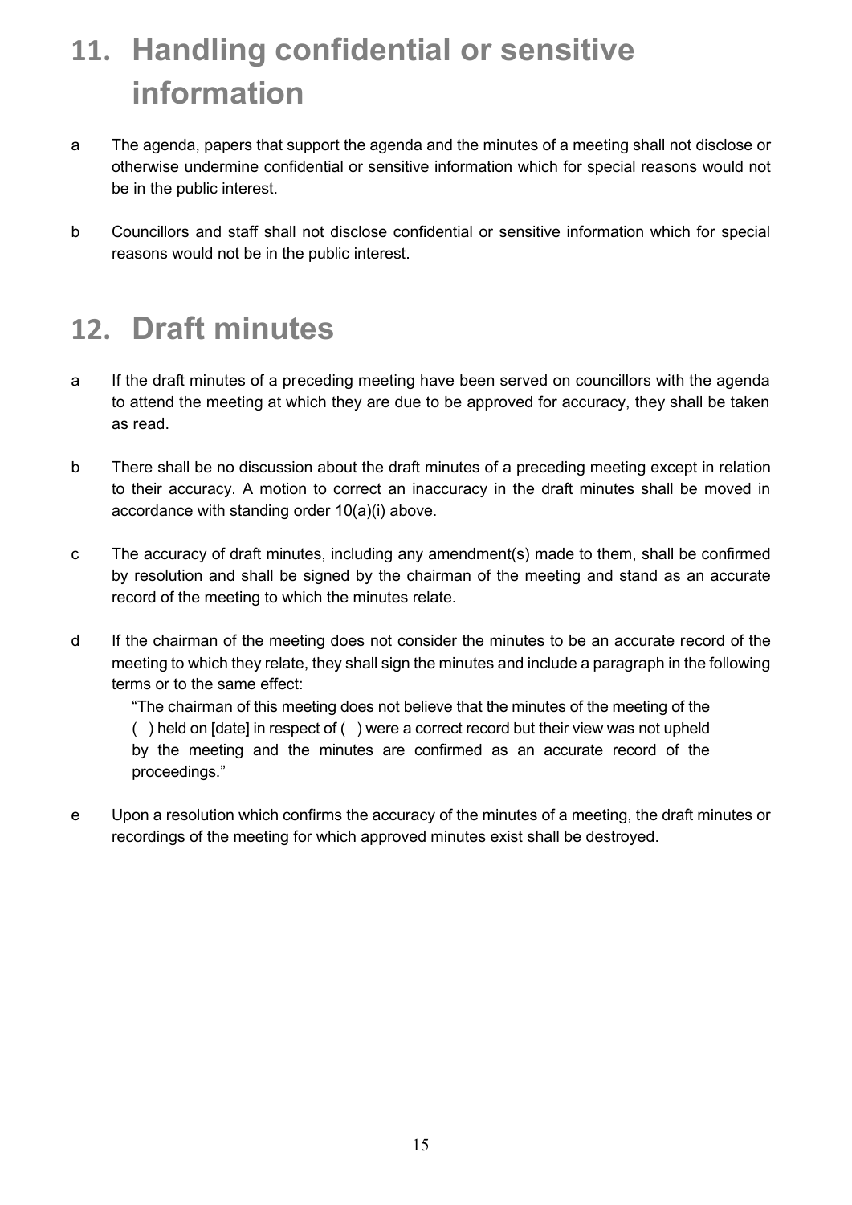# 11. Handling confidential or sensitive information

a The agenda, papers that support the agenda and the minutes of a meeting shall not disclose or otherwise undermine confidential or sensitive information which for special reasons would not be in the public interest.

b Councillors and staff shall not disclose confidential or sensitive information which for special reasons would not be in the public interest.

# 12. Draft minutes

a If the draft minutes of a preceding meeting have been served on councillors with the agenda to attend the meeting at which they are due to be approved for accuracy, they shall be taken as read.

b There shall be no discussion about the draft minutes of a preceding meeting except in relation to their accuracy. A motion to correct an inaccuracy in the draft minutes shall be moved in accordance with standing order 10(a)(i) above.

c The accuracy of draft minutes, including any amendment(s) made to them, shall be confirmed by resolution and shall be signed by the chairman of the meeting and stand as an accurate record of the meeting to which the minutes relate.

d If the chairman of the meeting does not consider the minutes to be an accurate record of the meeting to which they relate, they shall sign the minutes and include a paragraph in the following terms or to the same effect:

> "The chairman of this meeting does not believe that the minutes of the meeting of the ( ) held on [date] in respect of ( ) were a correct record but their view was not upheld by the meeting and the minutes are confirmed as an accurate record of the proceedings."

e Upon a resolution which confirms the accuracy of the minutes of a meeting, the draft minutes or recordings of the meeting for which approved minutes exist shall be destroyed.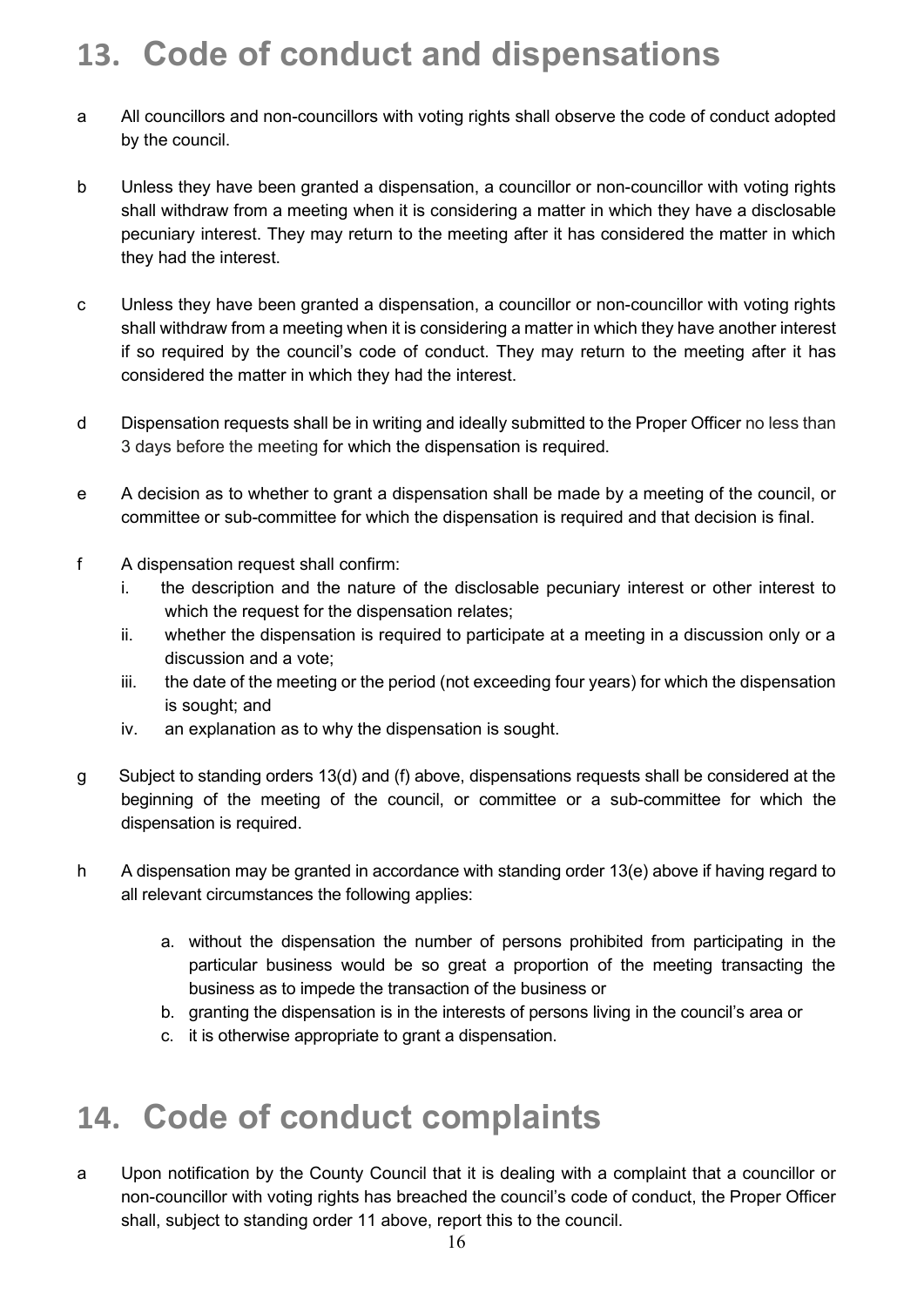# 13. Code of conduct and dispensations

a All councillors and non-councillors with voting rights shall observe the code of conduct adopted by the council.

b Unless they have been granted a dispensation, a councillor or non-councillor with voting rights shall withdraw from a meeting when it is considering a matter in which they have a disclosable pecuniary interest. They may return to the meeting after it has considered the matter in which they had the interest.

c Unless they have been granted a dispensation, a councillor or non-councillor with voting rights shall withdraw from a meeting when it is considering a matter in which they have another interest if so required by the council's code of conduct. They may return to the meeting after it has considered the matter in which they had the interest.

d Dispensation requests shall be in writing and ideally submitted to the Proper Officer no less than 3 days before the meeting for which the dispensation is required.

e A decision as to whether to grant a dispensation shall be made by a meeting of the council, or committee or sub-committee for which the dispensation is required and that decision is final.

f A dispensation request shall confirm:

   i. the description and the nature of the disclosable pecuniary interest or other interest to which the request for the dispensation relates;
   ii. whether the dispensation is required to participate at a meeting in a discussion only or a discussion and a vote;
   iii. the date of the meeting or the period (not exceeding four years) for which the dispensation is sought; and
   iv. an explanation as to why the dispensation is sought.

g Subject to standing orders 13(d) and (f) above, dispensations requests shall be considered at the beginning of the meeting of the council, or committee or a sub-committee for which the dispensation is required.

h A dispensation may be granted in accordance with standing order 13(e) above if having regard to all relevant circumstances the following applies:

   a. without the dispensation the number of persons prohibited from participating in the particular business would be so great a proportion of the meeting transacting the business as to impede the transaction of the business or
   b. granting the dispensation is in the interests of persons living in the council's area or
   c. it is otherwise appropriate to grant a dispensation.

# 14. Code of conduct complaints

a Upon notification by the County Council that it is dealing with a complaint that a councillor or non-councillor with voting rights has breached the council's code of conduct, the Proper Officer shall, subject to standing order 11 above, report this to the council.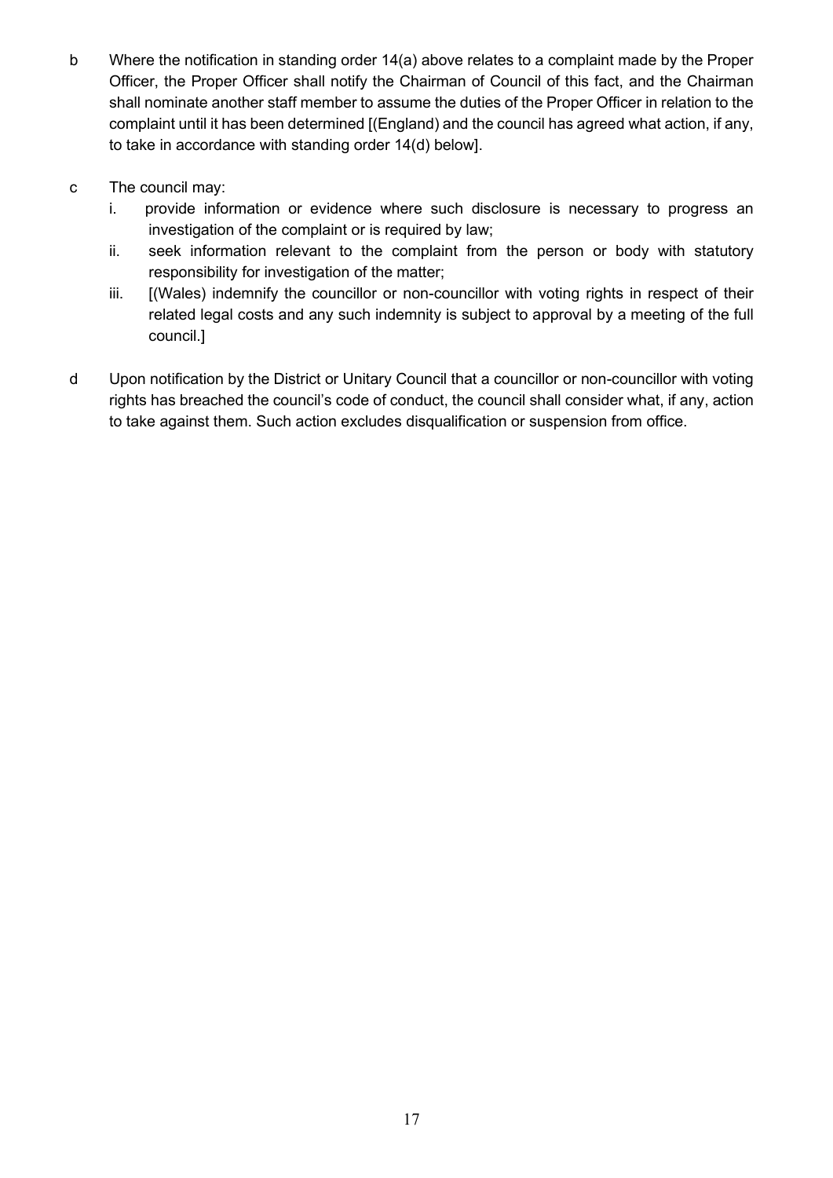b Where the notification in standing order 14(a) above relates to a complaint made by the Proper Officer, the Proper Officer shall notify the Chairman of Council of this fact, and the Chairman shall nominate another staff member to assume the duties of the Proper Officer in relation to the complaint until it has been determined [(England) and the council has agreed what action, if any, to take in accordance with standing order 14(d) below].

c The council may:

   i. provide information or evidence where such disclosure is necessary to progress an investigation of the complaint or is required by law;
   
   ii. seek information relevant to the complaint from the person or body with statutory responsibility for investigation of the matter;
   
   iii. [(Wales) indemnify the councillor or non-councillor with voting rights in respect of their related legal costs and any such indemnity is subject to approval by a meeting of the full council.]

d Upon notification by the District or Unitary Council that a councillor or non-councillor with voting rights has breached the council's code of conduct, the council shall consider what, if any, action to take against them. Such action excludes disqualification or suspension from office.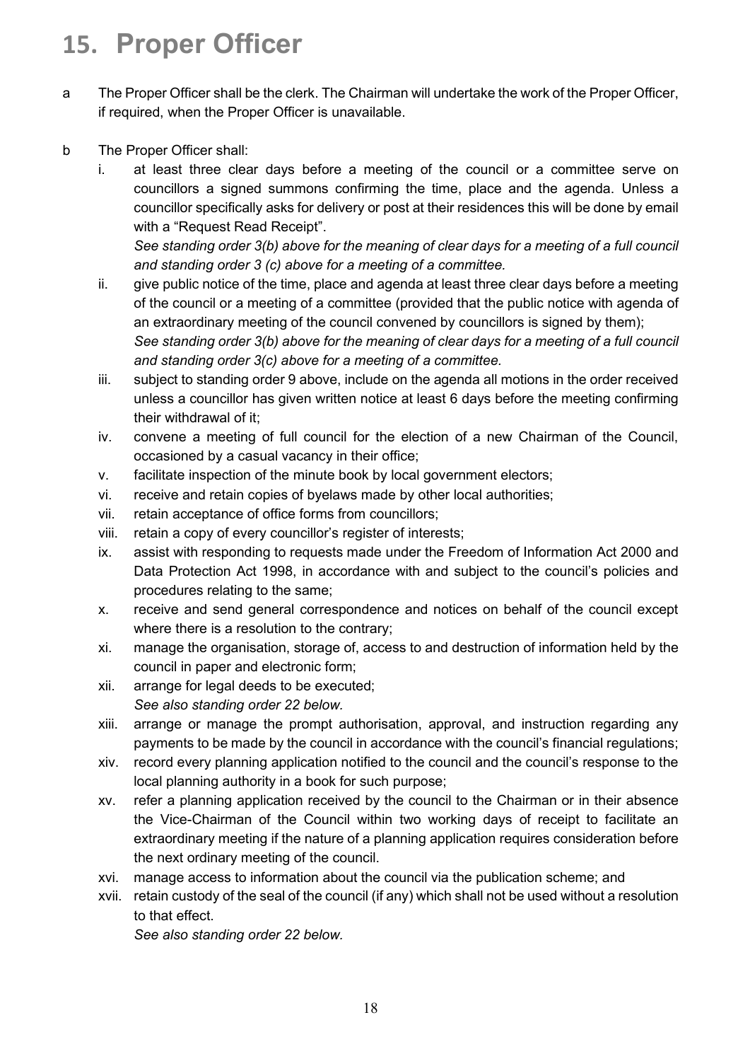# 15. Proper Officer

a The Proper Officer shall be the clerk. The Chairman will undertake the work of the Proper Officer, if required, when the Proper Officer is unavailable.

b The Proper Officer shall:

   i. at least three clear days before a meeting of the council or a committee serve on councillors a signed summons confirming the time, place and the agenda. Unless a councillor specifically asks for delivery or post at their residences this will be done by email with a "Request Read Receipt".
   *See standing order 3(b) above for the meaning of clear days for a meeting of a full council and standing order 3 (c) above for a meeting of a committee.*

   ii. give public notice of the time, place and agenda at least three clear days before a meeting of the council or a meeting of a committee (provided that the public notice with agenda of an extraordinary meeting of the council convened by councillors is signed by them);
   *See standing order 3(b) above for the meaning of clear days for a meeting of a full council and standing order 3(c) above for a meeting of a committee.*

   iii. subject to standing order 9 above, include on the agenda all motions in the order received unless a councillor has given written notice at least 6 days before the meeting confirming their withdrawal of it;

   iv. convene a meeting of full council for the election of a new Chairman of the Council, occasioned by a casual vacancy in their office;

   v. facilitate inspection of the minute book by local government electors;

   vi. receive and retain copies of byelaws made by other local authorities;

   vii. retain acceptance of office forms from councillors;

   viii. retain a copy of every councillor's register of interests;

   ix. assist with responding to requests made under the Freedom of Information Act 2000 and Data Protection Act 1998, in accordance with and subject to the council's policies and procedures relating to the same;

   x. receive and send general correspondence and notices on behalf of the council except where there is a resolution to the contrary;

   xi. manage the organisation, storage of, access to and destruction of information held by the council in paper and electronic form;

   xii. arrange for legal deeds to be executed;
   *See also standing order 22 below.*

   xiii. arrange or manage the prompt authorisation, approval, and instruction regarding any payments to be made by the council in accordance with the council's financial regulations;

   xiv. record every planning application notified to the council and the council's response to the local planning authority in a book for such purpose;

   xv. refer a planning application received by the council to the Chairman or in their absence the Vice-Chairman of the Council within two working days of receipt to facilitate an extraordinary meeting if the nature of a planning application requires consideration before the next ordinary meeting of the council.

   xvi. manage access to information about the council via the publication scheme; and

   xvii. retain custody of the seal of the council (if any) which shall not be used without a resolution to that effect.
   *See also standing order 22 below.*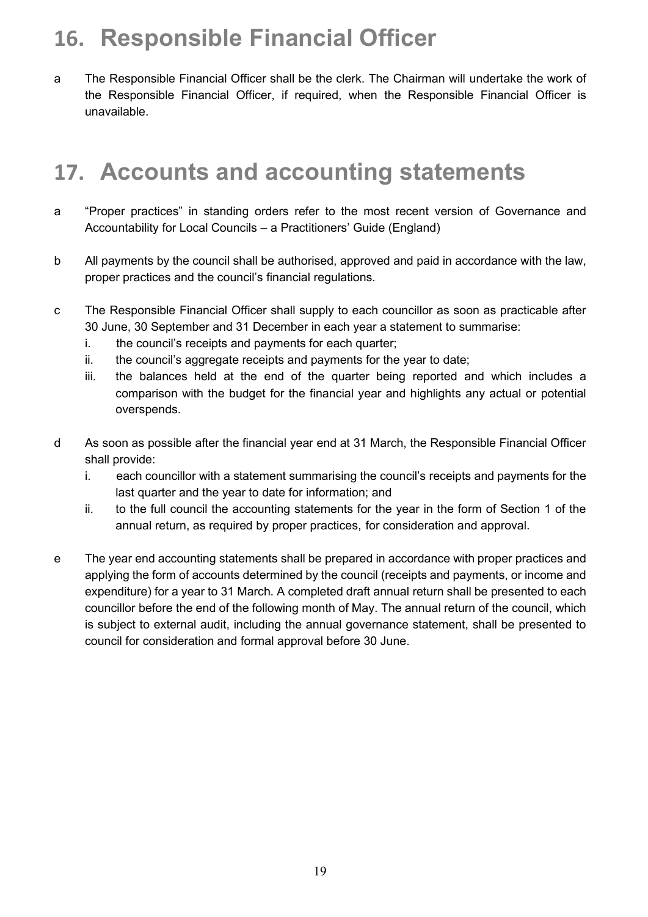# 16. Responsible Financial Officer

a The Responsible Financial Officer shall be the clerk. The Chairman will undertake the work of the Responsible Financial Officer, if required, when the Responsible Financial Officer is unavailable.

# 17. Accounts and accounting statements

a "Proper practices" in standing orders refer to the most recent version of Governance and Accountability for Local Councils – a Practitioners' Guide (England)

b All payments by the council shall be authorised, approved and paid in accordance with the law, proper practices and the council's financial regulations.

c The Responsible Financial Officer shall supply to each councillor as soon as practicable after 30 June, 30 September and 31 December in each year a statement to summarise:

- i. the council's receipts and payments for each quarter;
- ii. the council's aggregate receipts and payments for the year to date;
- iii. the balances held at the end of the quarter being reported and which includes a comparison with the budget for the financial year and highlights any actual or potential overspends.

d As soon as possible after the financial year end at 31 March, the Responsible Financial Officer shall provide:

- i. each councillor with a statement summarising the council's receipts and payments for the last quarter and the year to date for information; and
- ii. to the full council the accounting statements for the year in the form of Section 1 of the annual return, as required by proper practices, for consideration and approval.

e The year end accounting statements shall be prepared in accordance with proper practices and applying the form of accounts determined by the council (receipts and payments, or income and expenditure) for a year to 31 March. A completed draft annual return shall be presented to each councillor before the end of the following month of May. The annual return of the council, which is subject to external audit, including the annual governance statement, shall be presented to council for consideration and formal approval before 30 June.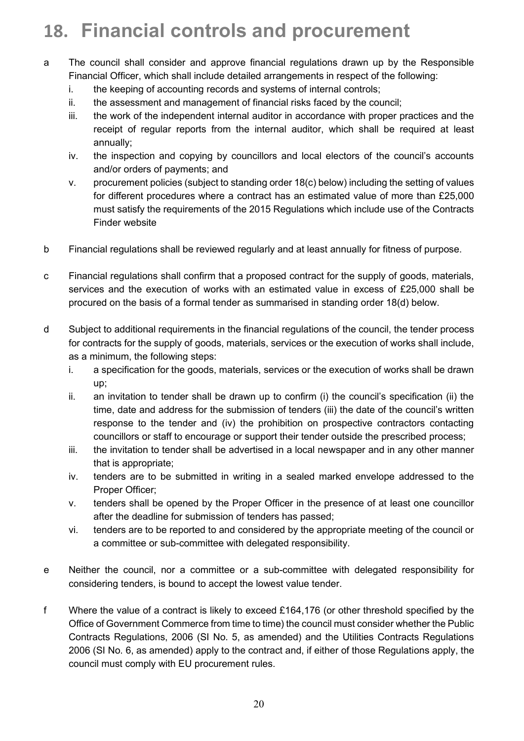# 18. Financial controls and procurement

a The council shall consider and approve financial regulations drawn up by the Responsible Financial Officer, which shall include detailed arrangements in respect of the following:

   i. the keeping of accounting records and systems of internal controls;
   ii. the assessment and management of financial risks faced by the council;
   iii. the work of the independent internal auditor in accordance with proper practices and the receipt of regular reports from the internal auditor, which shall be required at least annually;
   iv. the inspection and copying by councillors and local electors of the council's accounts and/or orders of payments; and
   v. procurement policies (subject to standing order 18(c) below) including the setting of values for different procedures where a contract has an estimated value of more than £25,000 must satisfy the requirements of the 2015 Regulations which include use of the Contracts Finder website

b Financial regulations shall be reviewed regularly and at least annually for fitness of purpose.

c Financial regulations shall confirm that a proposed contract for the supply of goods, materials, services and the execution of works with an estimated value in excess of £25,000 shall be procured on the basis of a formal tender as summarised in standing order 18(d) below.

d Subject to additional requirements in the financial regulations of the council, the tender process for contracts for the supply of goods, materials, services or the execution of works shall include, as a minimum, the following steps:

   i. a specification for the goods, materials, services or the execution of works shall be drawn up;
   ii. an invitation to tender shall be drawn up to confirm (i) the council's specification (ii) the time, date and address for the submission of tenders (iii) the date of the council's written response to the tender and (iv) the prohibition on prospective contractors contacting councillors or staff to encourage or support their tender outside the prescribed process;
   iii. the invitation to tender shall be advertised in a local newspaper and in any other manner that is appropriate;
   iv. tenders are to be submitted in writing in a sealed marked envelope addressed to the Proper Officer;
   v. tenders shall be opened by the Proper Officer in the presence of at least one councillor after the deadline for submission of tenders has passed;
   vi. tenders are to be reported to and considered by the appropriate meeting of the council or a committee or sub-committee with delegated responsibility.

e Neither the council, nor a committee or a sub-committee with delegated responsibility for considering tenders, is bound to accept the lowest value tender.

f Where the value of a contract is likely to exceed £164,176 (or other threshold specified by the Office of Government Commerce from time to time) the council must consider whether the Public Contracts Regulations, 2006 (SI No. 5, as amended) and the Utilities Contracts Regulations 2006 (SI No. 6, as amended) apply to the contract and, if either of those Regulations apply, the council must comply with EU procurement rules.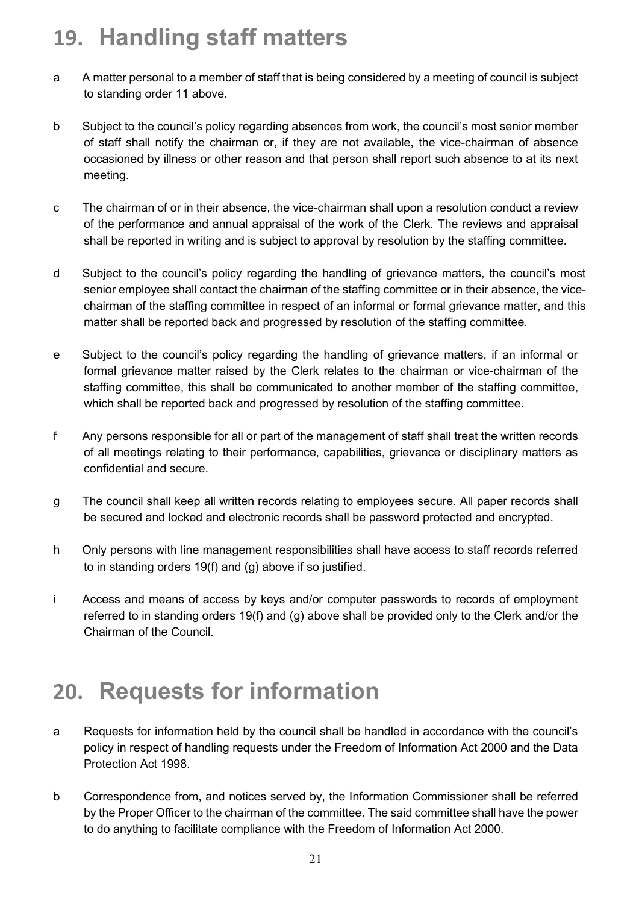# 19. Handling staff matters

a A matter personal to a member of staff that is being considered by a meeting of council is subject to standing order 11 above.

b Subject to the council's policy regarding absences from work, the council's most senior member of staff shall notify the chairman or, if they are not available, the vice-chairman of absence occasioned by illness or other reason and that person shall report such absence to at its next meeting.

c The chairman of or in their absence, the vice-chairman shall upon a resolution conduct a review of the performance and annual appraisal of the work of the Clerk. The reviews and appraisal shall be reported in writing and is subject to approval by resolution by the staffing committee.

d Subject to the council's policy regarding the handling of grievance matters, the council's most senior employee shall contact the chairman of the staffing committee or in their absence, the vice-chairman of the staffing committee in respect of an informal or formal grievance matter, and this matter shall be reported back and progressed by resolution of the staffing committee.

e Subject to the council's policy regarding the handling of grievance matters, if an informal or formal grievance matter raised by the Clerk relates to the chairman or vice-chairman of the staffing committee, this shall be communicated to another member of the staffing committee, which shall be reported back and progressed by resolution of the staffing committee.

f Any persons responsible for all or part of the management of staff shall treat the written records of all meetings relating to their performance, capabilities, grievance or disciplinary matters as confidential and secure.

g The council shall keep all written records relating to employees secure. All paper records shall be secured and locked and electronic records shall be password protected and encrypted.

h Only persons with line management responsibilities shall have access to staff records referred to in standing orders 19(f) and (g) above if so justified.

i Access and means of access by keys and/or computer passwords to records of employment referred to in standing orders 19(f) and (g) above shall be provided only to the Clerk and/or the Chairman of the Council.

# 20. Requests for information

a Requests for information held by the council shall be handled in accordance with the council's policy in respect of handling requests under the Freedom of Information Act 2000 and the Data Protection Act 1998.

b Correspondence from, and notices served by, the Information Commissioner shall be referred by the Proper Officer to the chairman of the committee. The said committee shall have the power to do anything to facilitate compliance with the Freedom of Information Act 2000.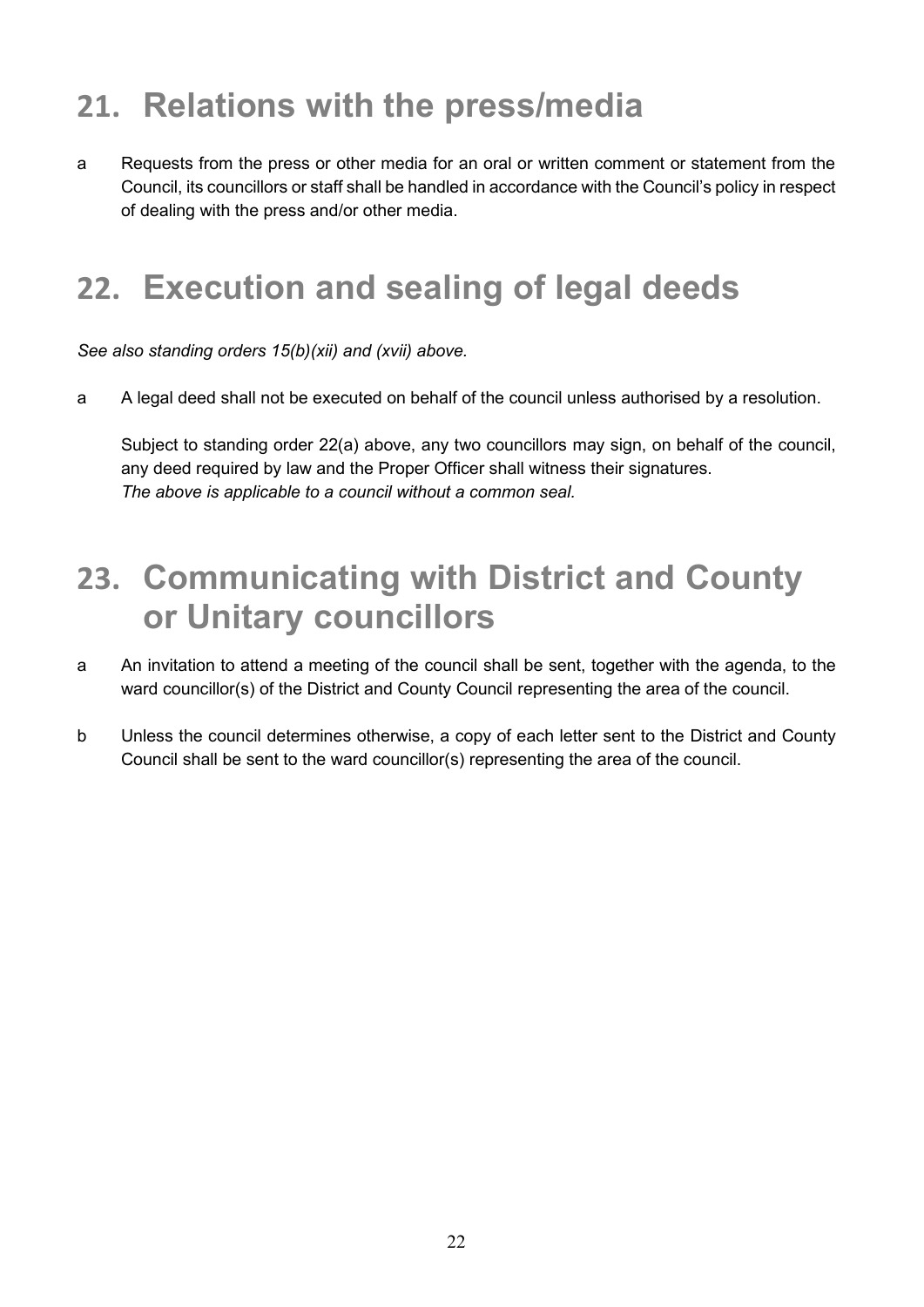# 21. Relations with the press/media

a Requests from the press or other media for an oral or written comment or statement from the Council, its councillors or staff shall be handled in accordance with the Council's policy in respect of dealing with the press and/or other media.

# 22. Execution and sealing of legal deeds

*See also standing orders 15(b)(xii) and (xvii) above.*

a A legal deed shall not be executed on behalf of the council unless authorised by a resolution.

Subject to standing order 22(a) above, any two councillors may sign, on behalf of the council, any deed required by law and the Proper Officer shall witness their signatures.
*The above is applicable to a council without a common seal.*

# 23. Communicating with District and County or Unitary councillors

a An invitation to attend a meeting of the council shall be sent, together with the agenda, to the ward councillor(s) of the District and County Council representing the area of the council.

b Unless the council determines otherwise, a copy of each letter sent to the District and County Council shall be sent to the ward councillor(s) representing the area of the council.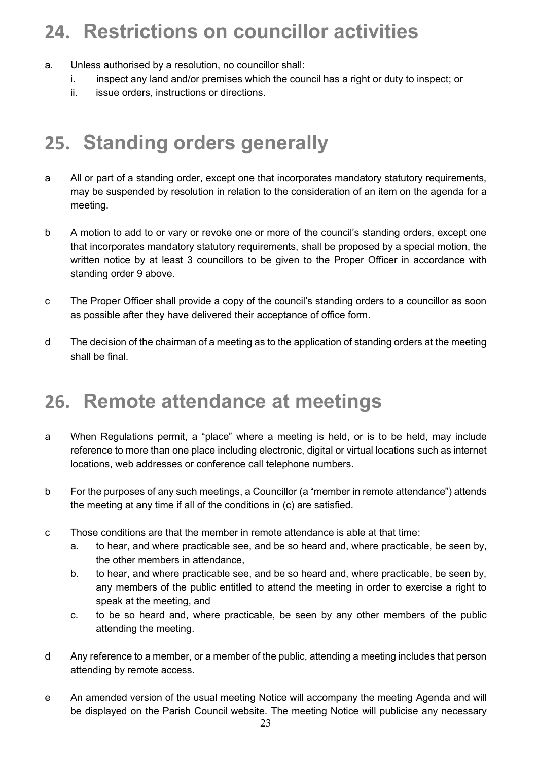## 24. Restrictions on councillor activities

a. Unless authorised by a resolution, no councillor shall:
   i. inspect any land and/or premises which the council has a right or duty to inspect; or
   ii. issue orders, instructions or directions.

## 25. Standing orders generally

a All or part of a standing order, except one that incorporates mandatory statutory requirements, may be suspended by resolution in relation to the consideration of an item on the agenda for a meeting.

b A motion to add to or vary or revoke one or more of the council's standing orders, except one that incorporates mandatory statutory requirements, shall be proposed by a special motion, the written notice by at least 3 councillors to be given to the Proper Officer in accordance with standing order 9 above.

c The Proper Officer shall provide a copy of the council's standing orders to a councillor as soon as possible after they have delivered their acceptance of office form.

d The decision of the chairman of a meeting as to the application of standing orders at the meeting shall be final.

## 26. Remote attendance at meetings

a When Regulations permit, a "place" where a meeting is held, or is to be held, may include reference to more than one place including electronic, digital or virtual locations such as internet locations, web addresses or conference call telephone numbers.

b For the purposes of any such meetings, a Councillor (a "member in remote attendance") attends the meeting at any time if all of the conditions in (c) are satisfied.

c Those conditions are that the member in remote attendance is able at that time:
   a. to hear, and where practicable see, and be so heard and, where practicable, be seen by, the other members in attendance,
   b. to hear, and where practicable see, and be so heard and, where practicable, be seen by, any members of the public entitled to attend the meeting in order to exercise a right to speak at the meeting, and
   c. to be so heard and, where practicable, be seen by any other members of the public attending the meeting.

d Any reference to a member, or a member of the public, attending a meeting includes that person attending by remote access.

e An amended version of the usual meeting Notice will accompany the meeting Agenda and will be displayed on the Parish Council website. The meeting Notice will publicise any necessary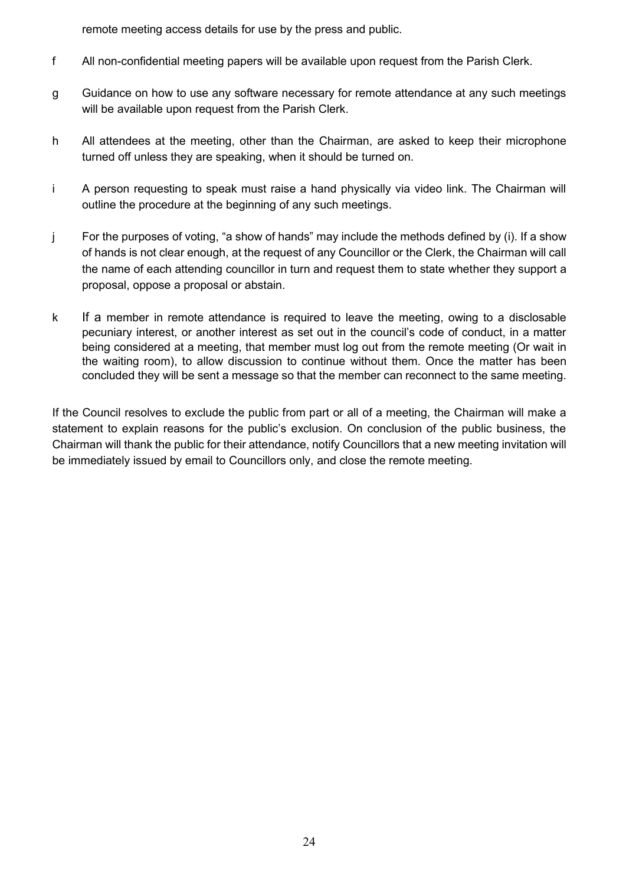remote meeting access details for use by the press and public.

f All non-confidential meeting papers will be available upon request from the Parish Clerk.

g Guidance on how to use any software necessary for remote attendance at any such meetings will be available upon request from the Parish Clerk.

h All attendees at the meeting, other than the Chairman, are asked to keep their microphone turned off unless they are speaking, when it should be turned on.

i A person requesting to speak must raise a hand physically via video link. The Chairman will outline the procedure at the beginning of any such meetings.

j For the purposes of voting, "a show of hands" may include the methods defined by (i). If a show of hands is not clear enough, at the request of any Councillor or the Clerk, the Chairman will call the name of each attending councillor in turn and request them to state whether they support a proposal, oppose a proposal or abstain.

k If a member in remote attendance is required to leave the meeting, owing to a disclosable pecuniary interest, or another interest as set out in the council's code of conduct, in a matter being considered at a meeting, that member must log out from the remote meeting (Or wait in the waiting room), to allow discussion to continue without them. Once the matter has been concluded they will be sent a message so that the member can reconnect to the same meeting.

If the Council resolves to exclude the public from part or all of a meeting, the Chairman will make a statement to explain reasons for the public's exclusion. On conclusion of the public business, the Chairman will thank the public for their attendance, notify Councillors that a new meeting invitation will be immediately issued by email to Councillors only, and close the remote meeting.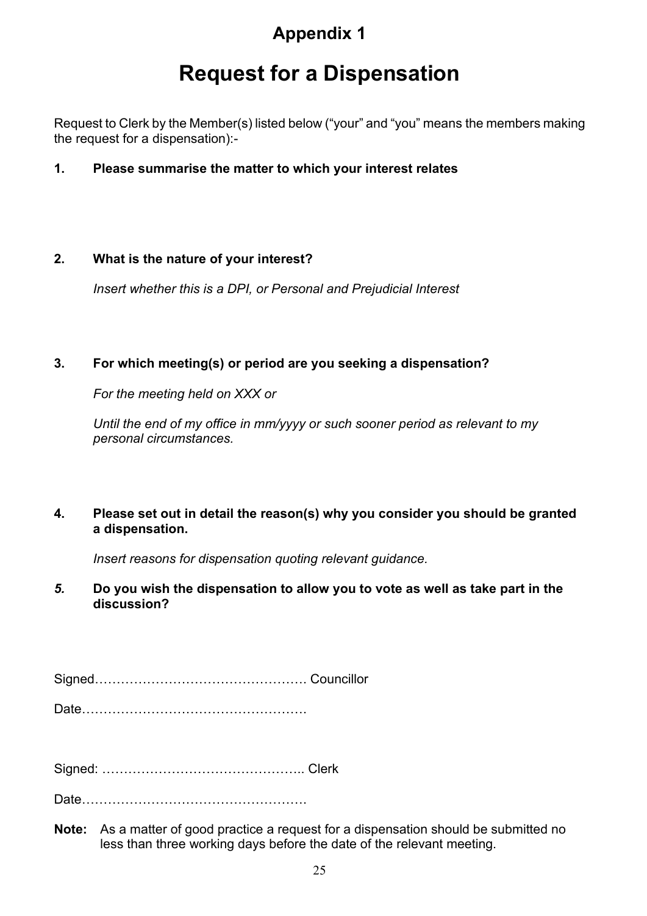## Appendix 1

# Request for a Dispensation

Request to Clerk by the Member(s) listed below ("your" and "you" means the members making the request for a dispensation):-

**1. Please summarise the matter to which your interest relates**

**2. What is the nature of your interest?**

*Insert whether this is a DPI, or Personal and Prejudicial Interest*

**3. For which meeting(s) or period are you seeking a dispensation?**

*For the meeting held on XXX or*

*Until the end of my office in mm/yyyy or such sooner period as relevant to my personal circumstances.*

**4. Please set out in detail the reason(s) why you consider you should be granted a dispensation.**

*Insert reasons for dispensation quoting relevant guidance.*

***5.*** **Do you wish the dispensation to allow you to vote as well as take part in the discussion?**

Signed…………………………………………. Councillor

Date…………………………………………….

Signed: ……………………………………….. Clerk

Date…………………………………………….

**Note:** As a matter of good practice a request for a dispensation should be submitted no less than three working days before the date of the relevant meeting.